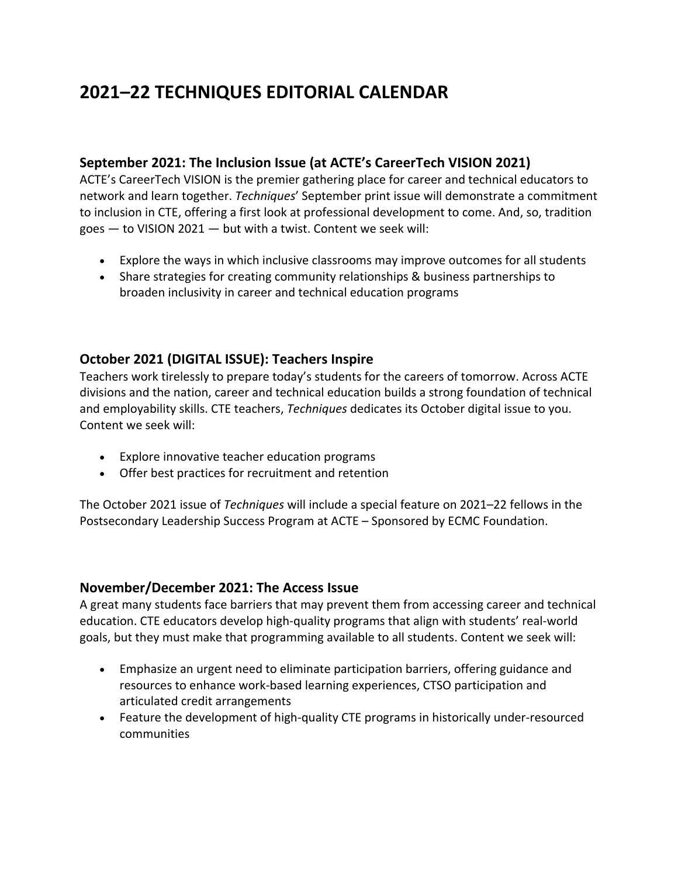# 2021–22 TECHNIQUES EDITORIAL CALENDAR

## September 2021: The Inclusion Issue (at ACTE's CareerTech VISION 2021)

ACTE's CareerTech VISION is the premier gathering place for career and technical educators to network and learn together. *Techniques*' September print issue will demonstrate a commitment to inclusion in CTE, offering a first look at professional development to come. And, so, tradition goes — to VISION 2021 — but with a twist. Content we seek will:

- Explore the ways in which inclusive classrooms may improve outcomes for all students
- Share strategies for creating community relationships & business partnerships to broaden inclusivity in career and technical education programs

## October 2021 (DIGITAL ISSUE): Teachers Inspire

Teachers work tirelessly to prepare today's students for the careers of tomorrow. Across ACTE divisions and the nation, career and technical education builds a strong foundation of technical and employability skills. CTE teachers, *Techniques* dedicates its October digital issue to you. Content we seek will:

- Explore innovative teacher education programs
- Offer best practices for recruitment and retention

The October 2021 issue of *Techniques* will include a special feature on 2021–22 fellows in the Postsecondary Leadership Success Program at ACTE – Sponsored by ECMC Foundation.

## November/December 2021: The Access Issue

A great many students face barriers that may prevent them from accessing career and technical education. CTE educators develop high-quality programs that align with students' real-world goals, but they must make that programming available to all students. Content we seek will:

- Emphasize an urgent need to eliminate participation barriers, offering guidance and resources to enhance work-based learning experiences, CTSO participation and articulated credit arrangements
- Feature the development of high-quality CTE programs in historically under-resourced communities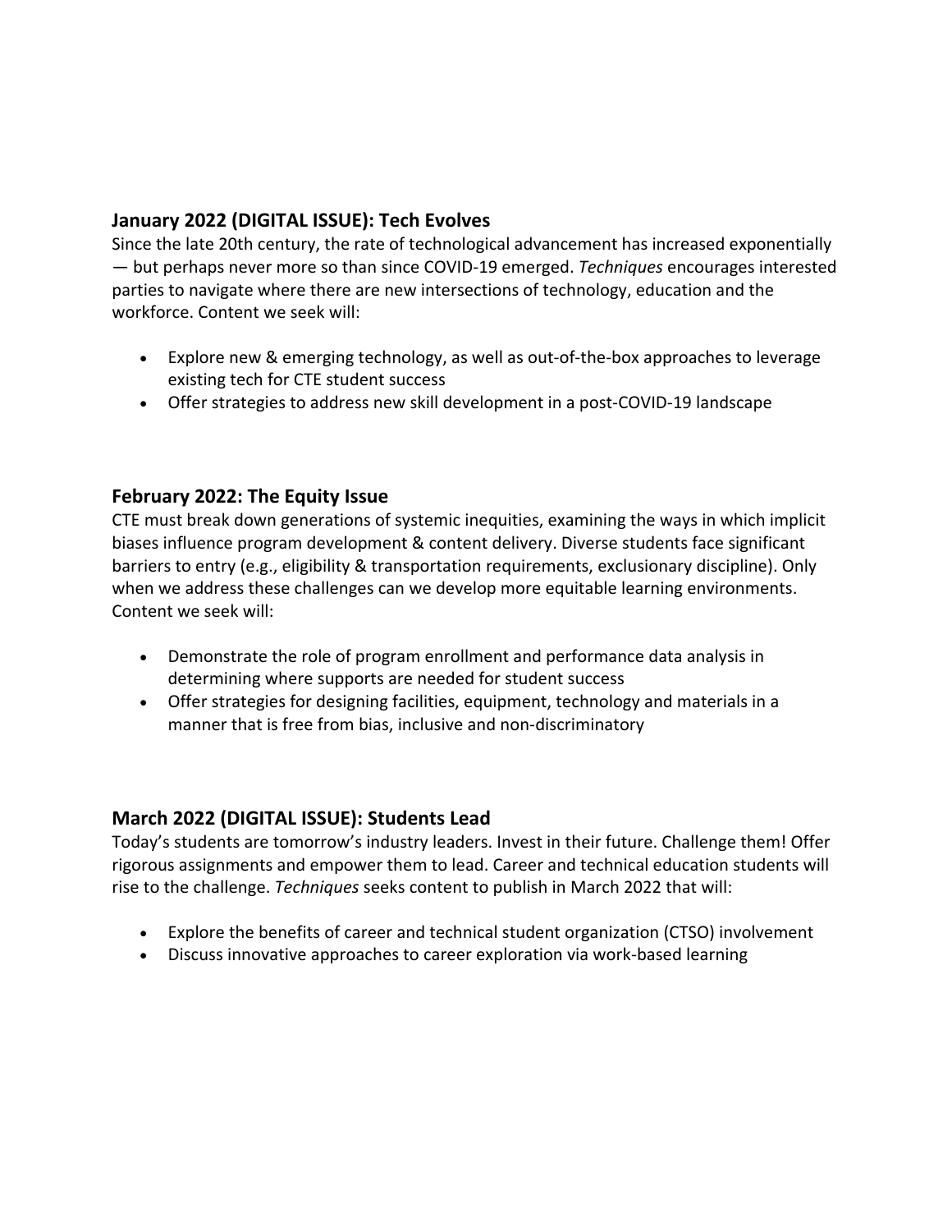### January 2022 (DIGITAL ISSUE): Tech Evolves

Since the late 20th century, the rate of technological advancement has increased exponentially — but perhaps never more so than since COVID-19 emerged. *Techniques* encourages interested parties to navigate where there are new intersections of technology, education and the workforce. Content we seek will:

- Explore new & emerging technology, as well as out-of-the-box approaches to leverage existing tech for CTE student success
- Offer strategies to address new skill development in a post-COVID-19 landscape

### February 2022: The Equity Issue

CTE must break down generations of systemic inequities, examining the ways in which implicit biases influence program development & content delivery. Diverse students face significant barriers to entry (e.g., eligibility & transportation requirements, exclusionary discipline). Only when we address these challenges can we develop more equitable learning environments. Content we seek will:

- Demonstrate the role of program enrollment and performance data analysis in determining where supports are needed for student success
- Offer strategies for designing facilities, equipment, technology and materials in a manner that is free from bias, inclusive and non-discriminatory

### March 2022 (DIGITAL ISSUE): Students Lead

Today's students are tomorrow's industry leaders. Invest in their future. Challenge them! Offer rigorous assignments and empower them to lead. Career and technical education students will rise to the challenge. *Techniques* seeks content to publish in March 2022 that will:

- Explore the benefits of career and technical student organization (CTSO) involvement
- Discuss innovative approaches to career exploration via work-based learning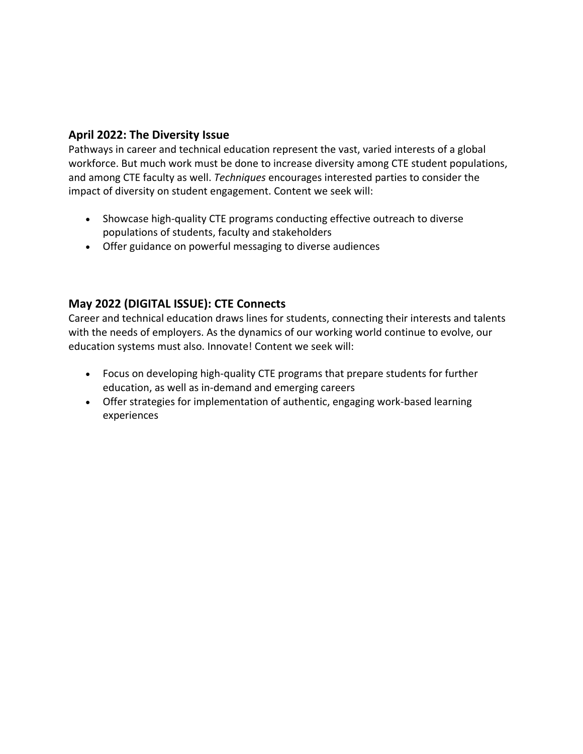## April 2022: The Diversity Issue

Pathways in career and technical education represent the vast, varied interests of a global workforce. But much work must be done to increase diversity among CTE student populations, and among CTE faculty as well. *Techniques* encourages interested parties to consider the impact of diversity on student engagement. Content we seek will:

- Showcase high-quality CTE programs conducting effective outreach to diverse populations of students, faculty and stakeholders
- Offer guidance on powerful messaging to diverse audiences

## May 2022 (DIGITAL ISSUE): CTE Connects

Career and technical education draws lines for students, connecting their interests and talents with the needs of employers. As the dynamics of our working world continue to evolve, our education systems must also. Innovate! Content we seek will:

- Focus on developing high-quality CTE programs that prepare students for further education, as well as in-demand and emerging careers
- Offer strategies for implementation of authentic, engaging work-based learning experiences